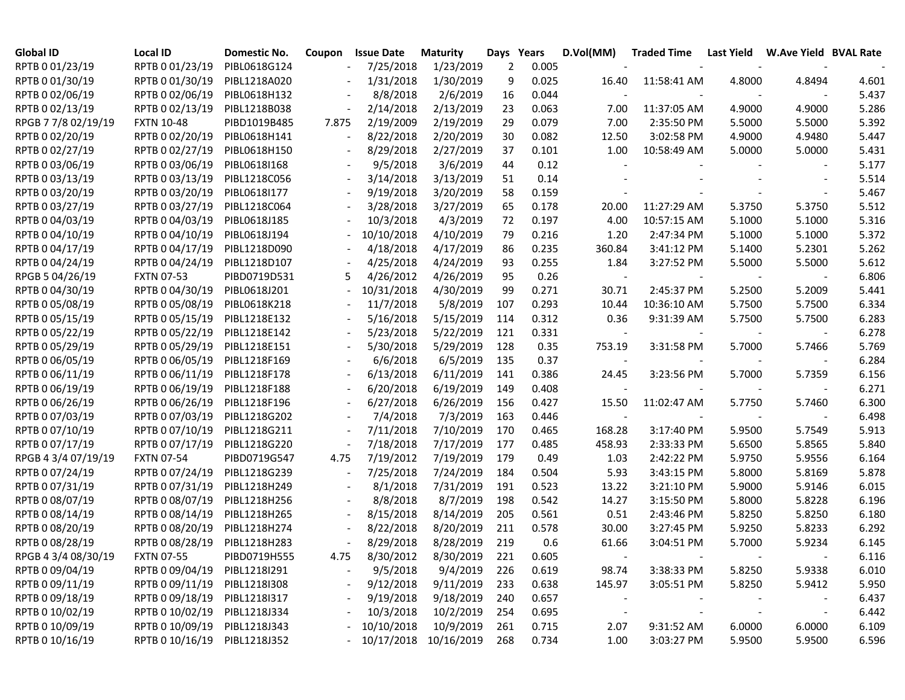| Global ID | Local ID | Domestic No. | Coupon | Issue Date | Maturity | Days | Years | D.Vol(MM) | Traded Time | Last Yield | W.Ave Yield | BVAL Rate |
|---|---|---|---|---|---|---|---|---|---|---|---|---|
| RPTB 0 01/23/19 | RPTB 0 01/23/19 | PIBL0618G124 | - | 7/25/2018 | 1/23/2019 | 2 | 0.005 | - | - | - | - | - |
| RPTB 0 01/30/19 | RPTB 0 01/30/19 | PIBL1218A020 | - | 1/31/2018 | 1/30/2019 | 9 | 0.025 | 16.40 | 11:58:41 AM | 4.8000 | 4.8494 | 4.601 |
| RPTB 0 02/06/19 | RPTB 0 02/06/19 | PIBL0618H132 | - | 8/8/2018 | 2/6/2019 | 16 | 0.044 | - | - | - | - | 5.437 |
| RPTB 0 02/13/19 | RPTB 0 02/13/19 | PIBL1218B038 | - | 2/14/2018 | 2/13/2019 | 23 | 0.063 | 7.00 | 11:37:05 AM | 4.9000 | 4.9000 | 5.286 |
| RPGB 7 7/8 02/19/19 | FXTN 10-48 | PIBD1019B485 | 7.875 | 2/19/2009 | 2/19/2019 | 29 | 0.079 | 7.00 | 2:35:50 PM | 5.5000 | 5.5000 | 5.392 |
| RPTB 0 02/20/19 | RPTB 0 02/20/19 | PIBL0618H141 | - | 8/22/2018 | 2/20/2019 | 30 | 0.082 | 12.50 | 3:02:58 PM | 4.9000 | 4.9480 | 5.447 |
| RPTB 0 02/27/19 | RPTB 0 02/27/19 | PIBL0618H150 | - | 8/29/2018 | 2/27/2019 | 37 | 0.101 | 1.00 | 10:58:49 AM | 5.0000 | 5.0000 | 5.431 |
| RPTB 0 03/06/19 | RPTB 0 03/06/19 | PIBL0618I168 | - | 9/5/2018 | 3/6/2019 | 44 | 0.12 | - | - | - | - | 5.177 |
| RPTB 0 03/13/19 | RPTB 0 03/13/19 | PIBL1218C056 | - | 3/14/2018 | 3/13/2019 | 51 | 0.14 | - | - | - | - | 5.514 |
| RPTB 0 03/20/19 | RPTB 0 03/20/19 | PIBL0618I177 | - | 9/19/2018 | 3/20/2019 | 58 | 0.159 | - | - | - | - | 5.467 |
| RPTB 0 03/27/19 | RPTB 0 03/27/19 | PIBL1218C064 | - | 3/28/2018 | 3/27/2019 | 65 | 0.178 | 20.00 | 11:27:29 AM | 5.3750 | 5.3750 | 5.512 |
| RPTB 0 04/03/19 | RPTB 0 04/03/19 | PIBL0618J185 | - | 10/3/2018 | 4/3/2019 | 72 | 0.197 | 4.00 | 10:57:15 AM | 5.1000 | 5.1000 | 5.316 |
| RPTB 0 04/10/19 | RPTB 0 04/10/19 | PIBL0618J194 | - | 10/10/2018 | 4/10/2019 | 79 | 0.216 | 1.20 | 2:47:34 PM | 5.1000 | 5.1000 | 5.372 |
| RPTB 0 04/17/19 | RPTB 0 04/17/19 | PIBL1218D090 | - | 4/18/2018 | 4/17/2019 | 86 | 0.235 | 360.84 | 3:41:12 PM | 5.1400 | 5.2301 | 5.262 |
| RPTB 0 04/24/19 | RPTB 0 04/24/19 | PIBL1218D107 | - | 4/25/2018 | 4/24/2019 | 93 | 0.255 | 1.84 | 3:27:52 PM | 5.5000 | 5.5000 | 5.612 |
| RPGB 5 04/26/19 | FXTN 07-53 | PIBD0719D531 | 5 | 4/26/2012 | 4/26/2019 | 95 | 0.26 | - | - | - | - | 6.806 |
| RPTB 0 04/30/19 | RPTB 0 04/30/19 | PIBL0618J201 | - | 10/31/2018 | 4/30/2019 | 99 | 0.271 | 30.71 | 2:45:37 PM | 5.2500 | 5.2009 | 5.441 |
| RPTB 0 05/08/19 | RPTB 0 05/08/19 | PIBL0618K218 | - | 11/7/2018 | 5/8/2019 | 107 | 0.293 | 10.44 | 10:36:10 AM | 5.7500 | 5.7500 | 6.334 |
| RPTB 0 05/15/19 | RPTB 0 05/15/19 | PIBL1218E132 | - | 5/16/2018 | 5/15/2019 | 114 | 0.312 | 0.36 | 9:31:39 AM | 5.7500 | 5.7500 | 6.283 |
| RPTB 0 05/22/19 | RPTB 0 05/22/19 | PIBL1218E142 | - | 5/23/2018 | 5/22/2019 | 121 | 0.331 | - | - | - | - | 6.278 |
| RPTB 0 05/29/19 | RPTB 0 05/29/19 | PIBL1218E151 | - | 5/30/2018 | 5/29/2019 | 128 | 0.35 | 753.19 | 3:31:58 PM | 5.7000 | 5.7466 | 5.769 |
| RPTB 0 06/05/19 | RPTB 0 06/05/19 | PIBL1218F169 | - | 6/6/2018 | 6/5/2019 | 135 | 0.37 | - | - | - | - | 6.284 |
| RPTB 0 06/11/19 | RPTB 0 06/11/19 | PIBL1218F178 | - | 6/13/2018 | 6/11/2019 | 141 | 0.386 | 24.45 | 3:23:56 PM | 5.7000 | 5.7359 | 6.156 |
| RPTB 0 06/19/19 | RPTB 0 06/19/19 | PIBL1218F188 | - | 6/20/2018 | 6/19/2019 | 149 | 0.408 | - | - | - | - | 6.271 |
| RPTB 0 06/26/19 | RPTB 0 06/26/19 | PIBL1218F196 | - | 6/27/2018 | 6/26/2019 | 156 | 0.427 | 15.50 | 11:02:47 AM | 5.7750 | 5.7460 | 6.300 |
| RPTB 0 07/03/19 | RPTB 0 07/03/19 | PIBL1218G202 | - | 7/4/2018 | 7/3/2019 | 163 | 0.446 | - | - | - | - | 6.498 |
| RPTB 0 07/10/19 | RPTB 0 07/10/19 | PIBL1218G211 | - | 7/11/2018 | 7/10/2019 | 170 | 0.465 | 168.28 | 3:17:40 PM | 5.9500 | 5.7549 | 5.913 |
| RPTB 0 07/17/19 | RPTB 0 07/17/19 | PIBL1218G220 | - | 7/18/2018 | 7/17/2019 | 177 | 0.485 | 458.93 | 2:33:33 PM | 5.6500 | 5.8565 | 5.840 |
| RPGB 4 3/4 07/19/19 | FXTN 07-54 | PIBD0719G547 | 4.75 | 7/19/2012 | 7/19/2019 | 179 | 0.49 | 1.03 | 2:42:22 PM | 5.9750 | 5.9556 | 6.164 |
| RPTB 0 07/24/19 | RPTB 0 07/24/19 | PIBL1218G239 | - | 7/25/2018 | 7/24/2019 | 184 | 0.504 | 5.93 | 3:43:15 PM | 5.8000 | 5.8169 | 5.878 |
| RPTB 0 07/31/19 | RPTB 0 07/31/19 | PIBL1218H249 | - | 8/1/2018 | 7/31/2019 | 191 | 0.523 | 13.22 | 3:21:10 PM | 5.9000 | 5.9146 | 6.015 |
| RPTB 0 08/07/19 | RPTB 0 08/07/19 | PIBL1218H256 | - | 8/8/2018 | 8/7/2019 | 198 | 0.542 | 14.27 | 3:15:50 PM | 5.8000 | 5.8228 | 6.196 |
| RPTB 0 08/14/19 | RPTB 0 08/14/19 | PIBL1218H265 | - | 8/15/2018 | 8/14/2019 | 205 | 0.561 | 0.51 | 2:43:46 PM | 5.8250 | 5.8250 | 6.180 |
| RPTB 0 08/20/19 | RPTB 0 08/20/19 | PIBL1218H274 | - | 8/22/2018 | 8/20/2019 | 211 | 0.578 | 30.00 | 3:27:45 PM | 5.9250 | 5.8233 | 6.292 |
| RPTB 0 08/28/19 | RPTB 0 08/28/19 | PIBL1218H283 | - | 8/29/2018 | 8/28/2019 | 219 | 0.6 | 61.66 | 3:04:51 PM | 5.7000 | 5.9234 | 6.145 |
| RPGB 4 3/4 08/30/19 | FXTN 07-55 | PIBD0719H555 | 4.75 | 8/30/2012 | 8/30/2019 | 221 | 0.605 | - | - | - | - | 6.116 |
| RPTB 0 09/04/19 | RPTB 0 09/04/19 | PIBL1218I291 | - | 9/5/2018 | 9/4/2019 | 226 | 0.619 | 98.74 | 3:38:33 PM | 5.8250 | 5.9338 | 6.010 |
| RPTB 0 09/11/19 | RPTB 0 09/11/19 | PIBL1218I308 | - | 9/12/2018 | 9/11/2019 | 233 | 0.638 | 145.97 | 3:05:51 PM | 5.8250 | 5.9412 | 5.950 |
| RPTB 0 09/18/19 | RPTB 0 09/18/19 | PIBL1218I317 | - | 9/19/2018 | 9/18/2019 | 240 | 0.657 | - | - | - | - | 6.437 |
| RPTB 0 10/02/19 | RPTB 0 10/02/19 | PIBL1218J334 | - | 10/3/2018 | 10/2/2019 | 254 | 0.695 | - | - | - | - | 6.442 |
| RPTB 0 10/09/19 | RPTB 0 10/09/19 | PIBL1218J343 | - | 10/10/2018 | 10/9/2019 | 261 | 0.715 | 2.07 | 9:31:52 AM | 6.0000 | 6.0000 | 6.109 |
| RPTB 0 10/16/19 | RPTB 0 10/16/19 | PIBL1218J352 | - | 10/17/2018 | 10/16/2019 | 268 | 0.734 | 1.00 | 3:03:27 PM | 5.9500 | 5.9500 | 6.596 |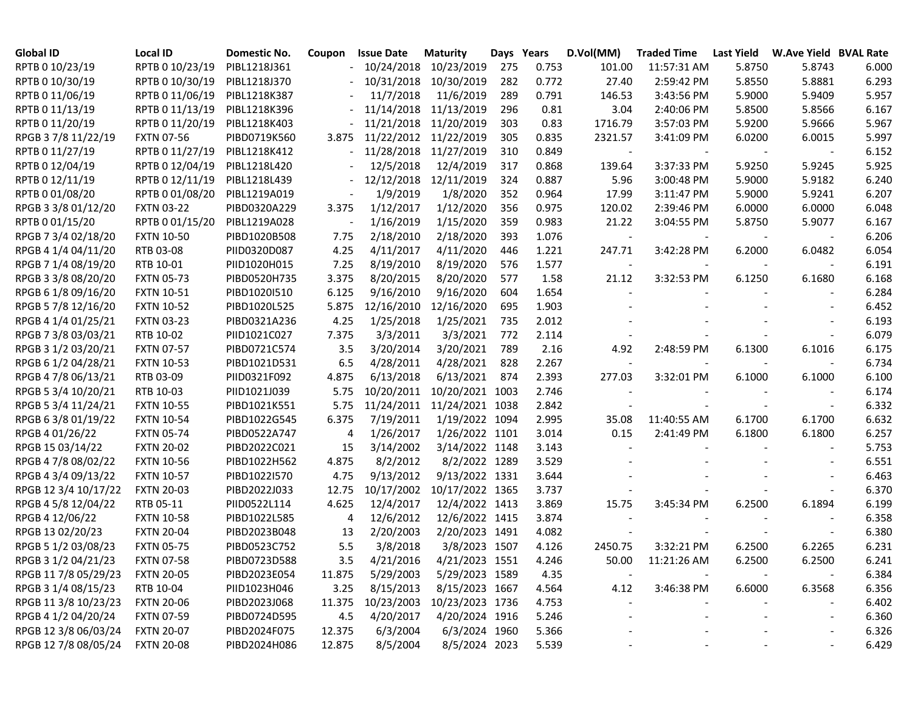| Global ID | Local ID | Domestic No. | Coupon | Issue Date | Maturity | Days | Years | D.Vol(MM) | Traded Time | Last Yield | W.Ave Yield | BVAL Rate |
|---|---|---|---|---|---|---|---|---|---|---|---|---|
| RPTB 0 10/23/19 | RPTB 0 10/23/19 | PIBL1218J361 | - | 10/24/2018 | 10/23/2019 | 275 | 0.753 | 101.00 | 11:57:31 AM | 5.8750 | 5.8743 | 6.000 |
| RPTB 0 10/30/19 | RPTB 0 10/30/19 | PIBL1218J370 | - | 10/31/2018 | 10/30/2019 | 282 | 0.772 | 27.40 | 2:59:42 PM | 5.8550 | 5.8881 | 6.293 |
| RPTB 0 11/06/19 | RPTB 0 11/06/19 | PIBL1218K387 | - | 11/7/2018 | 11/6/2019 | 289 | 0.791 | 146.53 | 3:43:56 PM | 5.9000 | 5.9409 | 5.957 |
| RPTB 0 11/13/19 | RPTB 0 11/13/19 | PIBL1218K396 | - | 11/14/2018 | 11/13/2019 | 296 | 0.81 | 3.04 | 2:40:06 PM | 5.8500 | 5.8566 | 6.167 |
| RPTB 0 11/20/19 | RPTB 0 11/20/19 | PIBL1218K403 | - | 11/21/2018 | 11/20/2019 | 303 | 0.83 | 1716.79 | 3:57:03 PM | 5.9200 | 5.9666 | 5.967 |
| RPGB 3 7/8 11/22/19 | FXTN 07-56 | PIBD0719K560 | 3.875 | 11/22/2012 | 11/22/2019 | 305 | 0.835 | 2321.57 | 3:41:09 PM | 6.0200 | 6.0015 | 5.997 |
| RPTB 0 11/27/19 | RPTB 0 11/27/19 | PIBL1218K412 | - | 11/28/2018 | 11/27/2019 | 310 | 0.849 | - | - | - | - | 6.152 |
| RPTB 0 12/04/19 | RPTB 0 12/04/19 | PIBL1218L420 | - | 12/5/2018 | 12/4/2019 | 317 | 0.868 | 139.64 | 3:37:33 PM | 5.9250 | 5.9245 | 5.925 |
| RPTB 0 12/11/19 | RPTB 0 12/11/19 | PIBL1218L439 | - | 12/12/2018 | 12/11/2019 | 324 | 0.887 | 5.96 | 3:00:48 PM | 5.9000 | 5.9182 | 6.240 |
| RPTB 0 01/08/20 | RPTB 0 01/08/20 | PIBL1219A019 | - | 1/9/2019 | 1/8/2020 | 352 | 0.964 | 17.99 | 3:11:47 PM | 5.9000 | 5.9241 | 6.207 |
| RPGB 3 3/8 01/12/20 | FXTN 03-22 | PIBD0320A229 | 3.375 | 1/12/2017 | 1/12/2020 | 356 | 0.975 | 120.02 | 2:39:46 PM | 6.0000 | 6.0000 | 6.048 |
| RPTB 0 01/15/20 | RPTB 0 01/15/20 | PIBL1219A028 | - | 1/16/2019 | 1/15/2020 | 359 | 0.983 | 21.22 | 3:04:55 PM | 5.8750 | 5.9077 | 6.167 |
| RPGB 7 3/4 02/18/20 | FXTN 10-50 | PIBD1020B508 | 7.75 | 2/18/2010 | 2/18/2020 | 393 | 1.076 | - | - | - | - | 6.206 |
| RPGB 4 1/4 04/11/20 | RTB 03-08 | PIID0320D087 | 4.25 | 4/11/2017 | 4/11/2020 | 446 | 1.221 | 247.71 | 3:42:28 PM | 6.2000 | 6.0482 | 6.054 |
| RPGB 7 1/4 08/19/20 | RTB 10-01 | PIID1020H015 | 7.25 | 8/19/2010 | 8/19/2020 | 576 | 1.577 | - | - | - | - | 6.191 |
| RPGB 3 3/8 08/20/20 | FXTN 05-73 | PIBD0520H735 | 3.375 | 8/20/2015 | 8/20/2020 | 577 | 1.58 | 21.12 | 3:32:53 PM | 6.1250 | 6.1680 | 6.168 |
| RPGB 6 1/8 09/16/20 | FXTN 10-51 | PIBD1020I510 | 6.125 | 9/16/2010 | 9/16/2020 | 604 | 1.654 | - | - | - | - | 6.284 |
| RPGB 5 7/8 12/16/20 | FXTN 10-52 | PIBD1020L525 | 5.875 | 12/16/2010 | 12/16/2020 | 695 | 1.903 | - | - | - | - | 6.452 |
| RPGB 4 1/4 01/25/21 | FXTN 03-23 | PIBD0321A236 | 4.25 | 1/25/2018 | 1/25/2021 | 735 | 2.012 | - | - | - | - | 6.193 |
| RPGB 7 3/8 03/03/21 | RTB 10-02 | PIID1021C027 | 7.375 | 3/3/2011 | 3/3/2021 | 772 | 2.114 | - | - | - | - | 6.079 |
| RPGB 3 1/2 03/20/21 | FXTN 07-57 | PIBD0721C574 | 3.5 | 3/20/2014 | 3/20/2021 | 789 | 2.16 | 4.92 | 2:48:59 PM | 6.1300 | 6.1016 | 6.175 |
| RPGB 6 1/2 04/28/21 | FXTN 10-53 | PIBD1021D531 | 6.5 | 4/28/2011 | 4/28/2021 | 828 | 2.267 | - | - | - | - | 6.734 |
| RPGB 4 7/8 06/13/21 | RTB 03-09 | PIID0321F092 | 4.875 | 6/13/2018 | 6/13/2021 | 874 | 2.393 | 277.03 | 3:32:01 PM | 6.1000 | 6.1000 | 6.100 |
| RPGB 5 3/4 10/20/21 | RTB 10-03 | PIID1021J039 | 5.75 | 10/20/2011 | 10/20/2021 | 1003 | 2.746 | - | - | - | - | 6.174 |
| RPGB 5 3/4 11/24/21 | FXTN 10-55 | PIBD1021K551 | 5.75 | 11/24/2011 | 11/24/2021 | 1038 | 2.842 | - | - | - | - | 6.332 |
| RPGB 6 3/8 01/19/22 | FXTN 10-54 | PIBD1022G545 | 6.375 | 7/19/2011 | 1/19/2022 | 1094 | 2.995 | 35.08 | 11:40:55 AM | 6.1700 | 6.1700 | 6.632 |
| RPGB 4 01/26/22 | FXTN 05-74 | PIBD0522A747 | 4 | 1/26/2017 | 1/26/2022 | 1101 | 3.014 | 0.15 | 2:41:49 PM | 6.1800 | 6.1800 | 6.257 |
| RPGB 15 03/14/22 | FXTN 20-02 | PIBD2022C021 | 15 | 3/14/2002 | 3/14/2022 | 1148 | 3.143 | - | - | - | - | 5.753 |
| RPGB 4 7/8 08/02/22 | FXTN 10-56 | PIBD1022H562 | 4.875 | 8/2/2012 | 8/2/2022 | 1289 | 3.529 | - | - | - | - | 6.551 |
| RPGB 4 3/4 09/13/22 | FXTN 10-57 | PIBD1022I570 | 4.75 | 9/13/2012 | 9/13/2022 | 1331 | 3.644 | - | - | - | - | 6.463 |
| RPGB 12 3/4 10/17/22 | FXTN 20-03 | PIBD2022J033 | 12.75 | 10/17/2002 | 10/17/2022 | 1365 | 3.737 | - | - | - | - | 6.370 |
| RPGB 4 5/8 12/04/22 | RTB 05-11 | PIID0522L114 | 4.625 | 12/4/2017 | 12/4/2022 | 1413 | 3.869 | 15.75 | 3:45:34 PM | 6.2500 | 6.1894 | 6.199 |
| RPGB 4 12/06/22 | FXTN 10-58 | PIBD1022L585 | 4 | 12/6/2012 | 12/6/2022 | 1415 | 3.874 | - | - | - | - | 6.358 |
| RPGB 13 02/20/23 | FXTN 20-04 | PIBD2023B048 | 13 | 2/20/2003 | 2/20/2023 | 1491 | 4.082 | - | - | - | - | 6.380 |
| RPGB 5 1/2 03/08/23 | FXTN 05-75 | PIBD0523C752 | 5.5 | 3/8/2018 | 3/8/2023 | 1507 | 4.126 | 2450.75 | 3:32:21 PM | 6.2500 | 6.2265 | 6.231 |
| RPGB 3 1/2 04/21/23 | FXTN 07-58 | PIBD0723D588 | 3.5 | 4/21/2016 | 4/21/2023 | 1551 | 4.246 | 50.00 | 11:21:26 AM | 6.2500 | 6.2500 | 6.241 |
| RPGB 11 7/8 05/29/23 | FXTN 20-05 | PIBD2023E054 | 11.875 | 5/29/2003 | 5/29/2023 | 1589 | 4.35 | - | - | - | - | 6.384 |
| RPGB 3 1/4 08/15/23 | RTB 10-04 | PIID1023H046 | 3.25 | 8/15/2013 | 8/15/2023 | 1667 | 4.564 | 4.12 | 3:46:38 PM | 6.6000 | 6.3568 | 6.356 |
| RPGB 11 3/8 10/23/23 | FXTN 20-06 | PIBD2023J068 | 11.375 | 10/23/2003 | 10/23/2023 | 1736 | 4.753 | - | - | - | - | 6.402 |
| RPGB 4 1/2 04/20/24 | FXTN 07-59 | PIBD0724D595 | 4.5 | 4/20/2017 | 4/20/2024 | 1916 | 5.246 | - | - | - | - | 6.360 |
| RPGB 12 3/8 06/03/24 | FXTN 20-07 | PIBD2024F075 | 12.375 | 6/3/2004 | 6/3/2024 | 1960 | 5.366 | - | - | - | - | 6.326 |
| RPGB 12 7/8 08/05/24 | FXTN 20-08 | PIBD2024H086 | 12.875 | 8/5/2004 | 8/5/2024 | 2023 | 5.539 | - | - | - | - | 6.429 |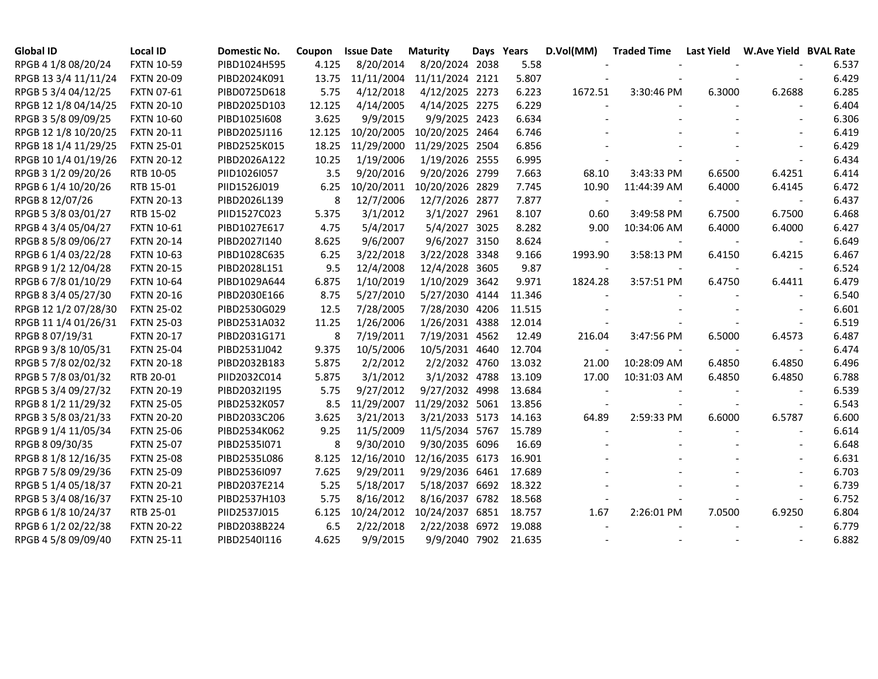| Global ID | Local ID | Domestic No. | Coupon | Issue Date | Maturity | Days | Years | D.Vol(MM) | Traded Time | Last Yield | W.Ave Yield | BVAL Rate |
|---|---|---|---|---|---|---|---|---|---|---|---|---|
| RPGB 4 1/8 08/20/24 | FXTN 10-59 | PIBD1024H595 | 4.125 | 8/20/2014 | 8/20/2024 | 2038 | 5.58 | - | - | - | - | 6.537 |
| RPGB 13 3/4 11/11/24 | FXTN 20-09 | PIBD2024K091 | 13.75 | 11/11/2004 | 11/11/2024 | 2121 | 5.807 | - | - | - | - | 6.429 |
| RPGB 5 3/4 04/12/25 | FXTN 07-61 | PIBD0725D618 | 5.75 | 4/12/2018 | 4/12/2025 | 2273 | 6.223 | 1672.51 | 3:30:46 PM | 6.3000 | 6.2688 | 6.285 |
| RPGB 12 1/8 04/14/25 | FXTN 20-10 | PIBD2025D103 | 12.125 | 4/14/2005 | 4/14/2025 | 2275 | 6.229 | - | - | - | - | 6.404 |
| RPGB 3 5/8 09/09/25 | FXTN 10-60 | PIBD1025I608 | 3.625 | 9/9/2015 | 9/9/2025 | 2423 | 6.634 | - | - | - | - | 6.306 |
| RPGB 12 1/8 10/20/25 | FXTN 20-11 | PIBD2025J116 | 12.125 | 10/20/2005 | 10/20/2025 | 2464 | 6.746 | - | - | - | - | 6.419 |
| RPGB 18 1/4 11/29/25 | FXTN 25-01 | PIBD2525K015 | 18.25 | 11/29/2000 | 11/29/2025 | 2504 | 6.856 | - | - | - | - | 6.429 |
| RPGB 10 1/4 01/19/26 | FXTN 20-12 | PIBD2026A122 | 10.25 | 1/19/2006 | 1/19/2026 | 2555 | 6.995 | - | - | - | - | 6.434 |
| RPGB 3 1/2 09/20/26 | RTB 10-05 | PIID1026I057 | 3.5 | 9/20/2016 | 9/20/2026 | 2799 | 7.663 | 68.10 | 3:43:33 PM | 6.6500 | 6.4251 | 6.414 |
| RPGB 6 1/4 10/20/26 | RTB 15-01 | PIID1526J019 | 6.25 | 10/20/2011 | 10/20/2026 | 2829 | 7.745 | 10.90 | 11:44:39 AM | 6.4000 | 6.4145 | 6.472 |
| RPGB 8 12/07/26 | FXTN 20-13 | PIBD2026L139 | 8 | 12/7/2006 | 12/7/2026 | 2877 | 7.877 | - | - | - | - | 6.437 |
| RPGB 5 3/8 03/01/27 | RTB 15-02 | PIID1527C023 | 5.375 | 3/1/2012 | 3/1/2027 | 2961 | 8.107 | 0.60 | 3:49:58 PM | 6.7500 | 6.7500 | 6.468 |
| RPGB 4 3/4 05/04/27 | FXTN 10-61 | PIBD1027E617 | 4.75 | 5/4/2017 | 5/4/2027 | 3025 | 8.282 | 9.00 | 10:34:06 AM | 6.4000 | 6.4000 | 6.427 |
| RPGB 8 5/8 09/06/27 | FXTN 20-14 | PIBD2027I140 | 8.625 | 9/6/2007 | 9/6/2027 | 3150 | 8.624 | - | - | - | - | 6.649 |
| RPGB 6 1/4 03/22/28 | FXTN 10-63 | PIBD1028C635 | 6.25 | 3/22/2018 | 3/22/2028 | 3348 | 9.166 | 1993.90 | 3:58:13 PM | 6.4150 | 6.4215 | 6.467 |
| RPGB 9 1/2 12/04/28 | FXTN 20-15 | PIBD2028L151 | 9.5 | 12/4/2008 | 12/4/2028 | 3605 | 9.87 | - | - | - | - | 6.524 |
| RPGB 6 7/8 01/10/29 | FXTN 10-64 | PIBD1029A644 | 6.875 | 1/10/2019 | 1/10/2029 | 3642 | 9.971 | 1824.28 | 3:57:51 PM | 6.4750 | 6.4411 | 6.479 |
| RPGB 8 3/4 05/27/30 | FXTN 20-16 | PIBD2030E166 | 8.75 | 5/27/2010 | 5/27/2030 | 4144 | 11.346 | - | - | - | - | 6.540 |
| RPGB 12 1/2 07/28/30 | FXTN 25-02 | PIBD2530G029 | 12.5 | 7/28/2005 | 7/28/2030 | 4206 | 11.515 | - | - | - | - | 6.601 |
| RPGB 11 1/4 01/26/31 | FXTN 25-03 | PIBD2531A032 | 11.25 | 1/26/2006 | 1/26/2031 | 4388 | 12.014 | - | - | - | - | 6.519 |
| RPGB 8 07/19/31 | FXTN 20-17 | PIBD2031G171 | 8 | 7/19/2011 | 7/19/2031 | 4562 | 12.49 | 216.04 | 3:47:56 PM | 6.5000 | 6.4573 | 6.487 |
| RPGB 9 3/8 10/05/31 | FXTN 25-04 | PIBD2531J042 | 9.375 | 10/5/2006 | 10/5/2031 | 4640 | 12.704 | - | - | - | - | 6.474 |
| RPGB 5 7/8 02/02/32 | FXTN 20-18 | PIBD2032B183 | 5.875 | 2/2/2012 | 2/2/2032 | 4760 | 13.032 | 21.00 | 10:28:09 AM | 6.4850 | 6.4850 | 6.496 |
| RPGB 5 7/8 03/01/32 | RTB 20-01 | PIID2032C014 | 5.875 | 3/1/2012 | 3/1/2032 | 4788 | 13.109 | 17.00 | 10:31:03 AM | 6.4850 | 6.4850 | 6.788 |
| RPGB 5 3/4 09/27/32 | FXTN 20-19 | PIBD2032I195 | 5.75 | 9/27/2012 | 9/27/2032 | 4998 | 13.684 | - | - | - | - | 6.539 |
| RPGB 8 1/2 11/29/32 | FXTN 25-05 | PIBD2532K057 | 8.5 | 11/29/2007 | 11/29/2032 | 5061 | 13.856 | - | - | - | - | 6.543 |
| RPGB 3 5/8 03/21/33 | FXTN 20-20 | PIBD2033C206 | 3.625 | 3/21/2013 | 3/21/2033 | 5173 | 14.163 | 64.89 | 2:59:33 PM | 6.6000 | 6.5787 | 6.600 |
| RPGB 9 1/4 11/05/34 | FXTN 25-06 | PIBD2534K062 | 9.25 | 11/5/2009 | 11/5/2034 | 5767 | 15.789 | - | - | - | - | 6.614 |
| RPGB 8 09/30/35 | FXTN 25-07 | PIBD2535I071 | 8 | 9/30/2010 | 9/30/2035 | 6096 | 16.69 | - | - | - | - | 6.648 |
| RPGB 8 1/8 12/16/35 | FXTN 25-08 | PIBD2535L086 | 8.125 | 12/16/2010 | 12/16/2035 | 6173 | 16.901 | - | - | - | - | 6.631 |
| RPGB 7 5/8 09/29/36 | FXTN 25-09 | PIBD2536I097 | 7.625 | 9/29/2011 | 9/29/2036 | 6461 | 17.689 | - | - | - | - | 6.703 |
| RPGB 5 1/4 05/18/37 | FXTN 20-21 | PIBD2037E214 | 5.25 | 5/18/2017 | 5/18/2037 | 6692 | 18.322 | - | - | - | - | 6.739 |
| RPGB 5 3/4 08/16/37 | FXTN 25-10 | PIBD2537H103 | 5.75 | 8/16/2012 | 8/16/2037 | 6782 | 18.568 | - | - | - | - | 6.752 |
| RPGB 6 1/8 10/24/37 | RTB 25-01 | PIID2537J015 | 6.125 | 10/24/2012 | 10/24/2037 | 6851 | 18.757 | 1.67 | 2:26:01 PM | 7.0500 | 6.9250 | 6.804 |
| RPGB 6 1/2 02/22/38 | FXTN 20-22 | PIBD2038B224 | 6.5 | 2/22/2018 | 2/22/2038 | 6972 | 19.088 | - | - | - | - | 6.779 |
| RPGB 4 5/8 09/09/40 | FXTN 25-11 | PIBD2540I116 | 4.625 | 9/9/2015 | 9/9/2040 | 7902 | 21.635 | - | - | - | - | 6.882 |